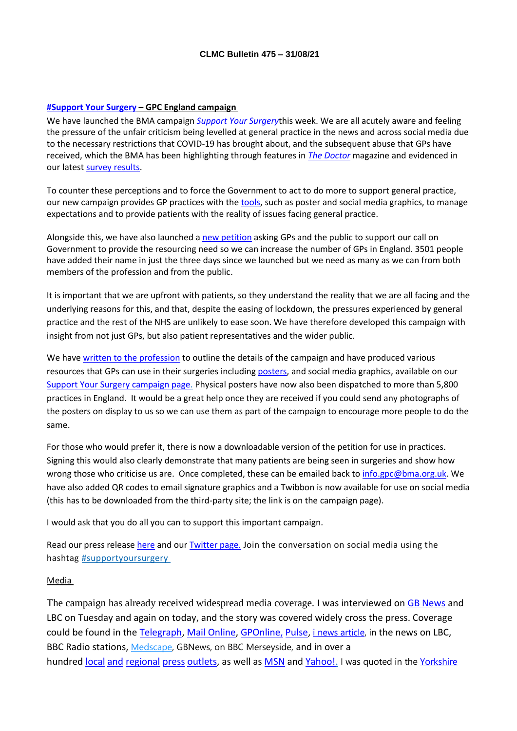**CLMC Bulletin 475 – 31/08/21**

**#Support Your Surgery – GPC England campaign**

We have launched the BMA campaign *Support Your Surgery*this week. We are all acutely aware and feeling the pressure of the unfair criticism being levelled at general practice in the news and across social media due to the necessary restrictions that COVID-19 has brought about, and the subsequent abuse that GPs have received, which the BMA has been highlighting through features in *The Doctor* magazine and evidenced in our latest survey results.

To counter these perceptions and to force the Government to act to do more to support general practice, our new campaign provides GP practices with the tools, such as poster and social media graphics, to manage expectations and to provide patients with the reality of issues facing general practice.

Alongside this, we have also launched a new petition asking GPs and the public to support our call on Government to provide the resourcing need so we can increase the number of GPs in England. 3501 people have added their name in just the three days since we launched but we need as many as we can from both members of the profession and from the public.

It is important that we are upfront with patients, so they understand the reality that we are all facing and the underlying reasons for this, and that, despite the easing of lockdown, the pressures experienced by general practice and the rest of the NHS are unlikely to ease soon. We have therefore developed this campaign with insight from not just GPs, but also patient representatives and the wider public.

We have written to the profession to outline the details of the campaign and have produced various resources that GPs can use in their surgeries including posters, and social media graphics, available on our Support Your Surgery campaign page. Physical posters have now also been dispatched to more than 5,800 practices in England. It would be a great help once they are received if you could send any photographs of the posters on display to us so we can use them as part of the campaign to encourage more people to do the same.

For those who would prefer it, there is now a downloadable version of the petition for use in practices. Signing this would also clearly demonstrate that many patients are being seen in surgeries and show how wrong those who criticise us are. Once completed, these can be emailed back to info.gpc@bma.org.uk. We have also added QR codes to email signature graphics and a Twibbon is now available for use on social media (this has to be downloaded from the third-party site; the link is on the campaign page).

I would ask that you do all you can to support this important campaign.

Read our press release here and our Twitter page. Join the conversation on social media using the hashtag #supportyoursurgery

Media

The campaign has already received widespread media coverage. I was interviewed on GB News and LBC on Tuesday and again on today, and the story was covered widely cross the press. Coverage could be found in the Telegraph, Mail Online, GPOnline, Pulse, i news article, in the news on LBC, BBC Radio stations, Medscape, GBNews, on BBC Merseyside, and in over a hundred local and regional press outlets, as well as MSN and Yahoo!. I was quoted in the Yorkshire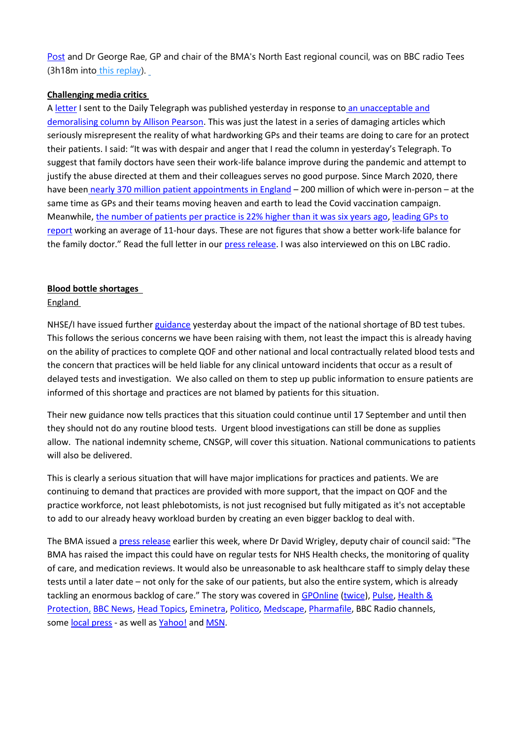Post and Dr George Rae, GP and chair of the BMA's North East regional council, was on BBC radio Tees (3h18m into this replay).

**Challenging media critics**

A letter I sent to the Daily Telegraph was published yesterday in response to an unacceptable and demoralising column by Allison Pearson. This was just the latest in a series of damaging articles which seriously misrepresent the reality of what hardworking GPs and their teams are doing to care for an protect their patients. I said: "It was with despair and anger that I read the column in yesterday's Telegraph. To suggest that family doctors have seen their work-life balance improve during the pandemic and attempt to justify the abuse directed at them and their colleagues serves no good purpose. Since March 2020, there have been nearly 370 million patient appointments in England – 200 million of which were in-person – at the same time as GPs and their teams moving heaven and earth to lead the Covid vaccination campaign. Meanwhile, the number of patients per practice is 22% higher than it was six years ago, leading GPs to report working an average of 11-hour days. These are not figures that show a better work-life balance for the family doctor." Read the full letter in our press release. I was also interviewed on this on LBC radio.

**Blood bottle shortages**

England

NHSE/I have issued further guidance yesterday about the impact of the national shortage of BD test tubes. This follows the serious concerns we have been raising with them, not least the impact this is already having on the ability of practices to complete QOF and other national and local contractually related blood tests and the concern that practices will be held liable for any clinical untoward incidents that occur as a result of delayed tests and investigation. We also called on them to step up public information to ensure patients are informed of this shortage and practices are not blamed by patients for this situation.

Their new guidance now tells practices that this situation could continue until 17 September and until then they should not do any routine blood tests. Urgent blood investigations can still be done as supplies allow. The national indemnity scheme, CNSGP, will cover this situation. National communications to patients will also be delivered.

This is clearly a serious situation that will have major implications for practices and patients. We are continuing to demand that practices are provided with more support, that the impact on QOF and the practice workforce, not least phlebotomists, is not just recognised but fully mitigated as it's not acceptable to add to our already heavy workload burden by creating an even bigger backlog to deal with.

The BMA issued a press release earlier this week, where Dr David Wrigley, deputy chair of council said: "The BMA has raised the impact this could have on regular tests for NHS Health checks, the monitoring of quality of care, and medication reviews. It would also be unreasonable to ask healthcare staff to simply delay these tests until a later date – not only for the sake of our patients, but also the entire system, which is already tackling an enormous backlog of care." The story was covered in GPOnline (twice), Pulse, Health & Protection, BBC News, Head Topics, Eminetra, Politico, Medscape, Pharmafile, BBC Radio channels, some local press - as well as Yahoo! and MSN.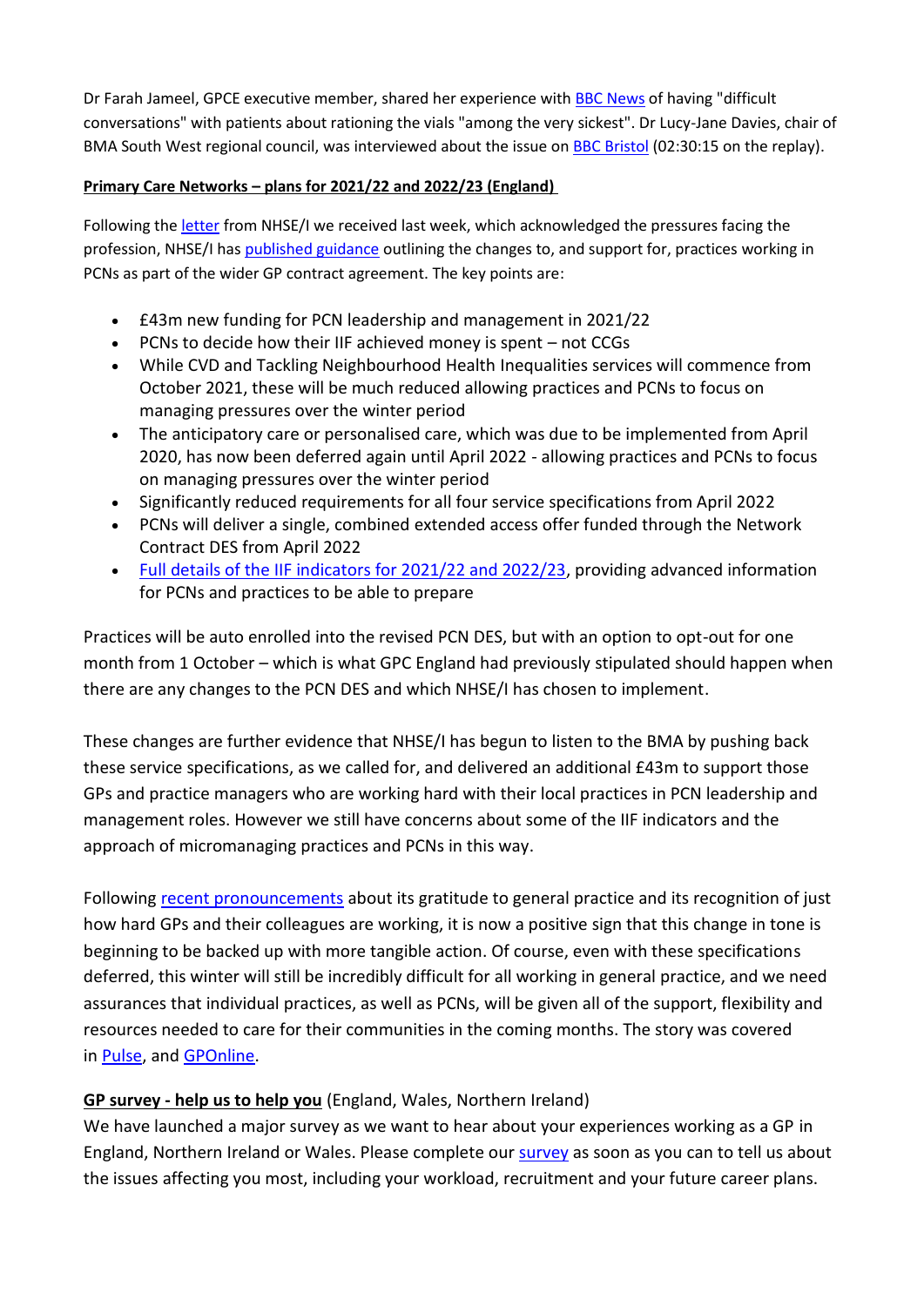Dr Farah Jameel, GPCE executive member, shared her experience with BBC News of having "difficult conversations" with patients about rationing the vials "among the very sickest". Dr Lucy-Jane Davies, chair of BMA South West regional council, was interviewed about the issue on BBC Bristol (02:30:15 on the replay).

**Primary Care Networks – plans for 2021/22 and 2022/23 (England)**

Following the letter from NHSE/I we received last week, which acknowledged the pressures facing the profession, NHSE/I has published guidance outlining the changes to, and support for, practices working in PCNs as part of the wider GP contract agreement. The key points are:

- £43m new funding for PCN leadership and management in 2021/22
- PCNs to decide how their IIF achieved money is spent – not CCGs
- While CVD and Tackling Neighbourhood Health Inequalities services will commence from October 2021, these will be much reduced allowing practices and PCNs to focus on managing pressures over the winter period
- The anticipatory care or personalised care, which was due to be implemented from April 2020, has now been deferred again until April 2022 - allowing practices and PCNs to focus on managing pressures over the winter period
- Significantly reduced requirements for all four service specifications from April 2022
- PCNs will deliver a single, combined extended access offer funded through the Network Contract DES from April 2022
- Full details of the IIF indicators for 2021/22 and 2022/23, providing advanced information for PCNs and practices to be able to prepare

Practices will be auto enrolled into the revised PCN DES, but with an option to opt-out for one month from 1 October – which is what GPC England had previously stipulated should happen when there are any changes to the PCN DES and which NHSE/I has chosen to implement.

These changes are further evidence that NHSE/I has begun to listen to the BMA by pushing back these service specifications, as we called for, and delivered an additional £43m to support those GPs and practice managers who are working hard with their local practices in PCN leadership and management roles. However we still have concerns about some of the IIF indicators and the approach of micromanaging practices and PCNs in this way.

Following recent pronouncements about its gratitude to general practice and its recognition of just how hard GPs and their colleagues are working, it is now a positive sign that this change in tone is beginning to be backed up with more tangible action. Of course, even with these specifications deferred, this winter will still be incredibly difficult for all working in general practice, and we need assurances that individual practices, as well as PCNs, will be given all of the support, flexibility and resources needed to care for their communities in the coming months. The story was covered in Pulse, and GPOnline.

**GP survey - help us to help you** (England, Wales, Northern Ireland)

We have launched a major survey as we want to hear about your experiences working as a GP in England, Northern Ireland or Wales. Please complete our survey as soon as you can to tell us about the issues affecting you most, including your workload, recruitment and your future career plans.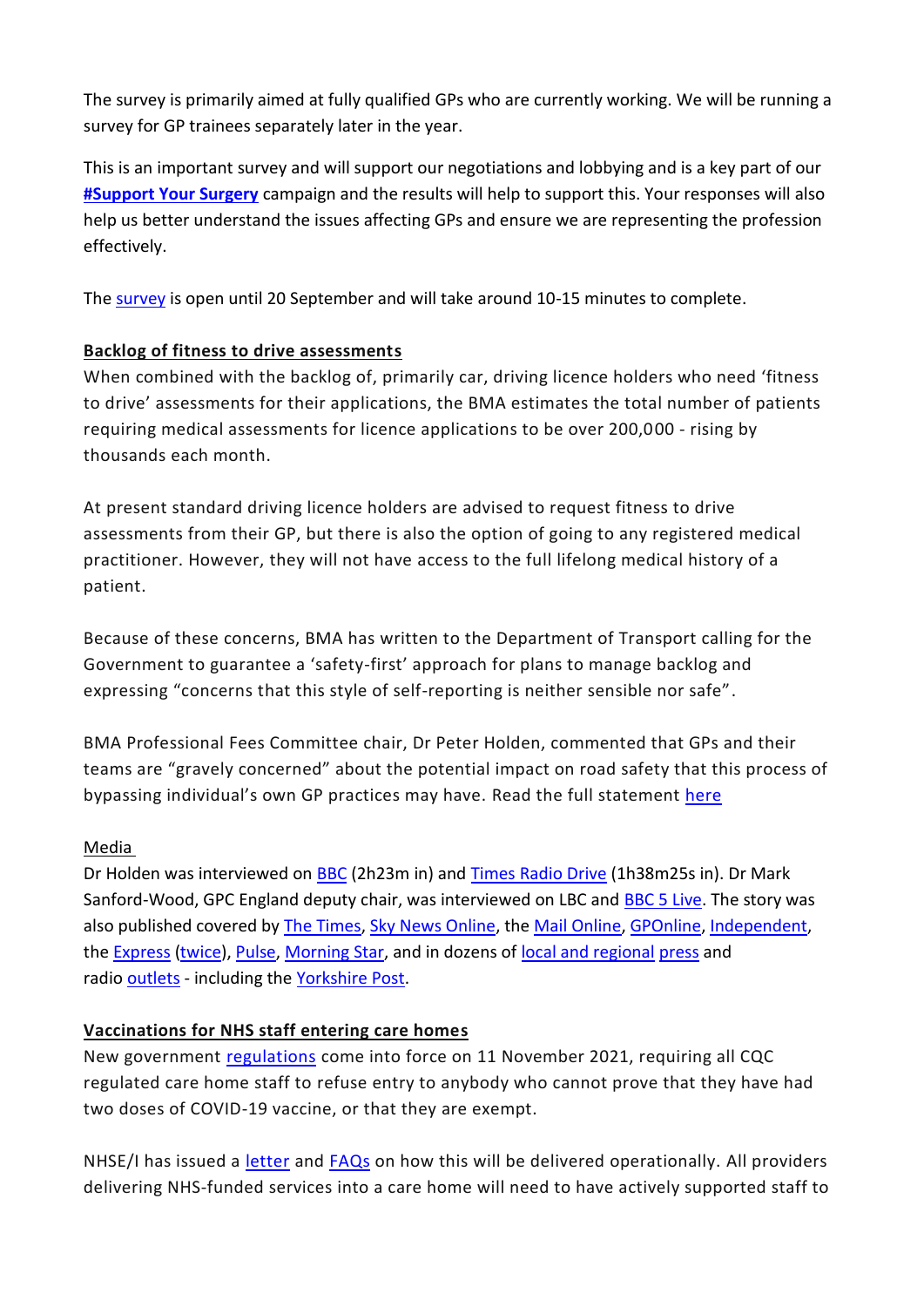The survey is primarily aimed at fully qualified GPs who are currently working. We will be running a survey for GP trainees separately later in the year.

This is an important survey and will support our negotiations and lobbying and is a key part of our **#Support Your Surgery** campaign and the results will help to support this. Your responses will also help us better understand the issues affecting GPs and ensure we are representing the profession effectively.

The survey is open until 20 September and will take around 10-15 minutes to complete.

**Backlog of fitness to drive assessments**

When combined with the backlog of, primarily car, driving licence holders who need 'fitness to drive' assessments for their applications, the BMA estimates the total number of patients requiring medical assessments for licence applications to be over 200,000 - rising by thousands each month.

At present standard driving licence holders are advised to request fitness to drive assessments from their GP, but there is also the option of going to any registered medical practitioner. However, they will not have access to the full lifelong medical history of a patient.

Because of these concerns, BMA has written to the Department of Transport calling for the Government to guarantee a 'safety-first' approach for plans to manage backlog and expressing "concerns that this style of self-reporting is neither sensible nor safe".

BMA Professional Fees Committee chair, Dr Peter Holden, commented that GPs and their teams are "gravely concerned" about the potential impact on road safety that this process of bypassing individual's own GP practices may have. Read the full statement here

Media

Dr Holden was interviewed on BBC (2h23m in) and Times Radio Drive (1h38m25s in). Dr Mark Sanford-Wood, GPC England deputy chair, was interviewed on LBC and BBC 5 Live. The story was also published covered by The Times, Sky News Online, the Mail Online, GPOnline, Independent, the Express (twice), Pulse, Morning Star, and in dozens of local and regional press and radio outlets - including the Yorkshire Post.

**Vaccinations for NHS staff entering care homes**

New government regulations come into force on 11 November 2021, requiring all CQC regulated care home staff to refuse entry to anybody who cannot prove that they have had two doses of COVID-19 vaccine, or that they are exempt.

NHSE/I has issued a letter and FAQs on how this will be delivered operationally. All providers delivering NHS-funded services into a care home will need to have actively supported staff to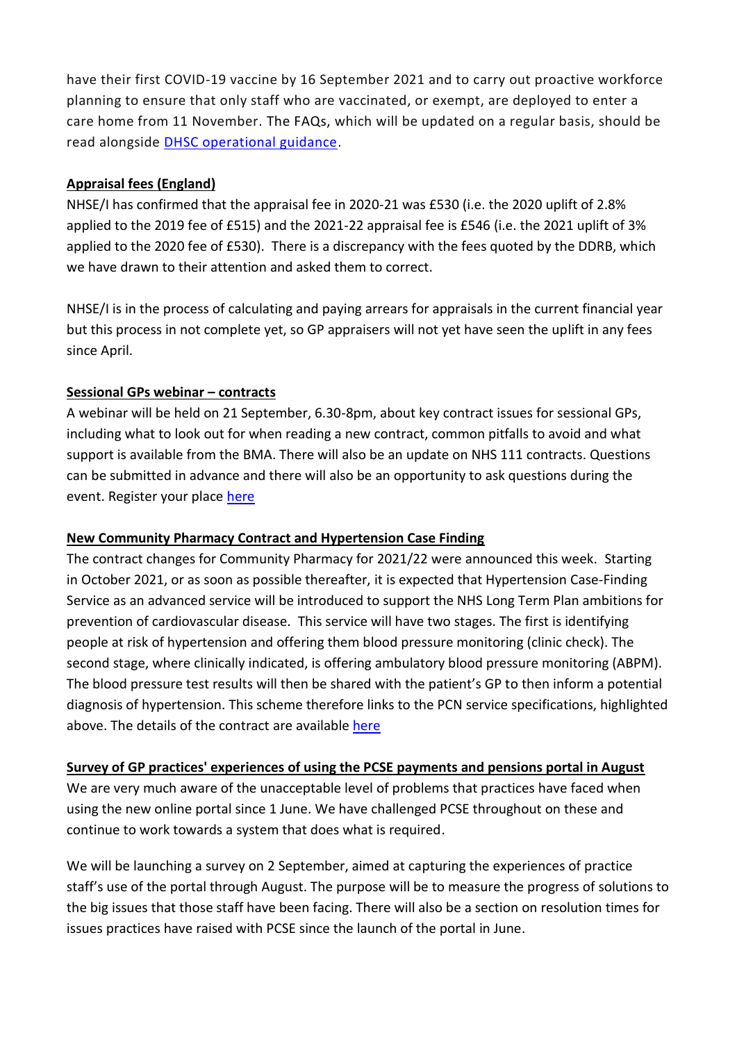have their first COVID-19 vaccine by 16 September 2021 and to carry out proactive workforce planning to ensure that only staff who are vaccinated, or exempt, are deployed to enter a care home from 11 November. The FAQs, which will be updated on a regular basis, should be read alongside [DHSC operational guidance](#).

**Appraisal fees (England)**

NHSE/I has confirmed that the appraisal fee in 2020-21 was £530 (i.e. the 2020 uplift of 2.8% applied to the 2019 fee of £515) and the 2021-22 appraisal fee is £546 (i.e. the 2021 uplift of 3% applied to the 2020 fee of £530). There is a discrepancy with the fees quoted by the DDRB, which we have drawn to their attention and asked them to correct.

NHSE/I is in the process of calculating and paying arrears for appraisals in the current financial year but this process in not complete yet, so GP appraisers will not yet have seen the uplift in any fees since April.

**Sessional GPs webinar – contracts**

A webinar will be held on 21 September, 6.30-8pm, about key contract issues for sessional GPs, including what to look out for when reading a new contract, common pitfalls to avoid and what support is available from the BMA. There will also be an update on NHS 111 contracts. Questions can be submitted in advance and there will also be an opportunity to ask questions during the event. Register your place [here](#)

**New Community Pharmacy Contract and Hypertension Case Finding**

The contract changes for Community Pharmacy for 2021/22 were announced this week. Starting in October 2021, or as soon as possible thereafter, it is expected that Hypertension Case-Finding Service as an advanced service will be introduced to support the NHS Long Term Plan ambitions for prevention of cardiovascular disease. This service will have two stages. The first is identifying people at risk of hypertension and offering them blood pressure monitoring (clinic check). The second stage, where clinically indicated, is offering ambulatory blood pressure monitoring (ABPM). The blood pressure test results will then be shared with the patient's GP to then inform a potential diagnosis of hypertension. This scheme therefore links to the PCN service specifications, highlighted above. The details of the contract are available [here](#)

**Survey of GP practices' experiences of using the PCSE payments and pensions portal in August**

We are very much aware of the unacceptable level of problems that practices have faced when using the new online portal since 1 June. We have challenged PCSE throughout on these and continue to work towards a system that does what is required.

We will be launching a survey on 2 September, aimed at capturing the experiences of practice staff's use of the portal through August. The purpose will be to measure the progress of solutions to the big issues that those staff have been facing. There will also be a section on resolution times for issues practices have raised with PCSE since the launch of the portal in June.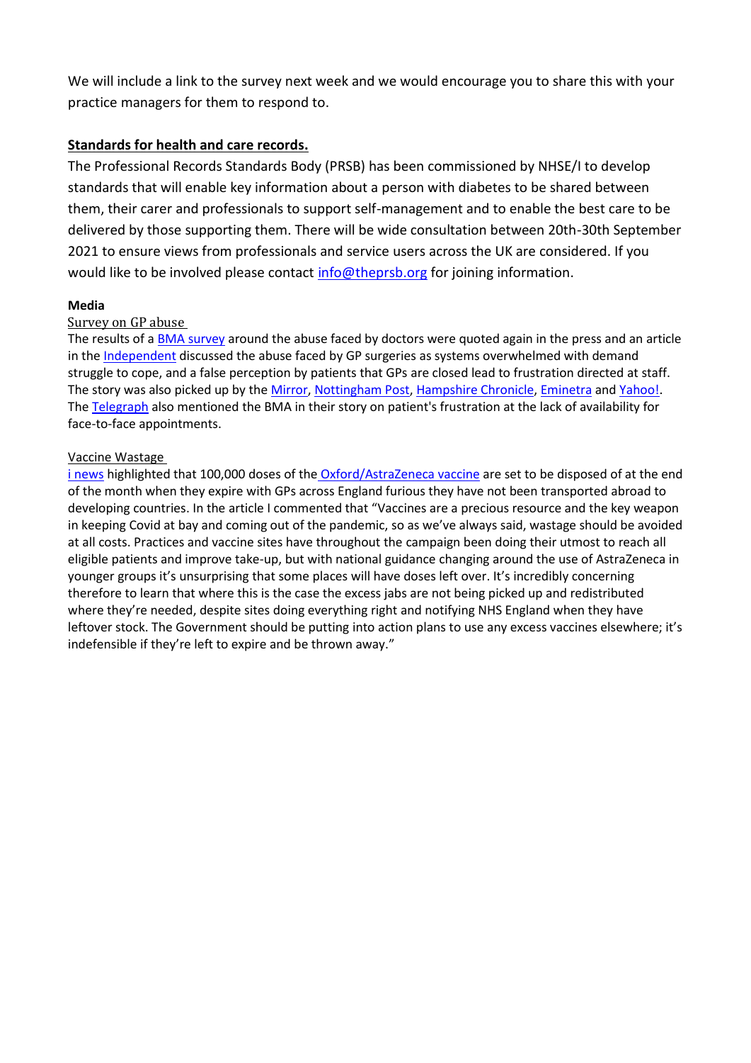We will include a link to the survey next week and we would encourage you to share this with your practice managers for them to respond to.

**Standards for health and care records.**

The Professional Records Standards Body (PRSB) has been commissioned by NHSE/I to develop standards that will enable key information about a person with diabetes to be shared between them, their carer and professionals to support self-management and to enable the best care to be delivered by those supporting them. There will be wide consultation between 20th-30th September 2021 to ensure views from professionals and service users across the UK are considered. If you would like to be involved please contact info@theprsb.org for joining information.

**Media**

Survey on GP abuse

The results of a BMA survey around the abuse faced by doctors were quoted again in the press and an article in the Independent discussed the abuse faced by GP surgeries as systems overwhelmed with demand struggle to cope, and a false perception by patients that GPs are closed lead to frustration directed at staff. The story was also picked up by the Mirror, Nottingham Post, Hampshire Chronicle, Eminetra and Yahoo!. The Telegraph also mentioned the BMA in their story on patient's frustration at the lack of availability for face-to-face appointments.

Vaccine Wastage

i news highlighted that 100,000 doses of the Oxford/AstraZeneca vaccine are set to be disposed of at the end of the month when they expire with GPs across England furious they have not been transported abroad to developing countries. In the article I commented that "Vaccines are a precious resource and the key weapon in keeping Covid at bay and coming out of the pandemic, so as we've always said, wastage should be avoided at all costs. Practices and vaccine sites have throughout the campaign been doing their utmost to reach all eligible patients and improve take-up, but with national guidance changing around the use of AstraZeneca in younger groups it's unsurprising that some places will have doses left over. It's incredibly concerning therefore to learn that where this is the case the excess jabs are not being picked up and redistributed where they're needed, despite sites doing everything right and notifying NHS England when they have leftover stock. The Government should be putting into action plans to use any excess vaccines elsewhere; it's indefensible if they're left to expire and be thrown away."